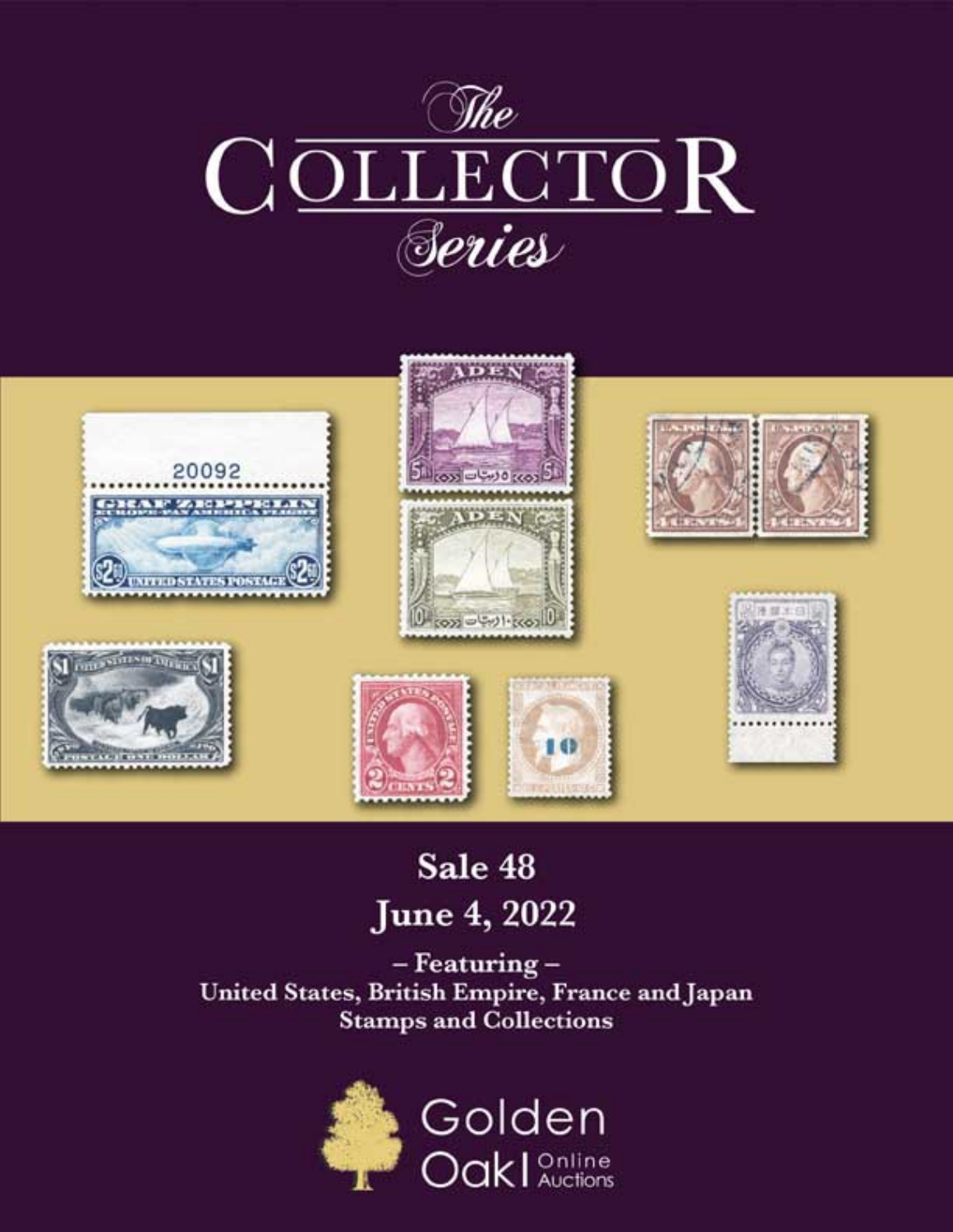# The COLLECTOR Series

**Sale 48**

**June 4, 2022**

**– Featuring –**

**United States, British Empire, France and Japan Stamps and Collections**

Golden Oak Online Auctions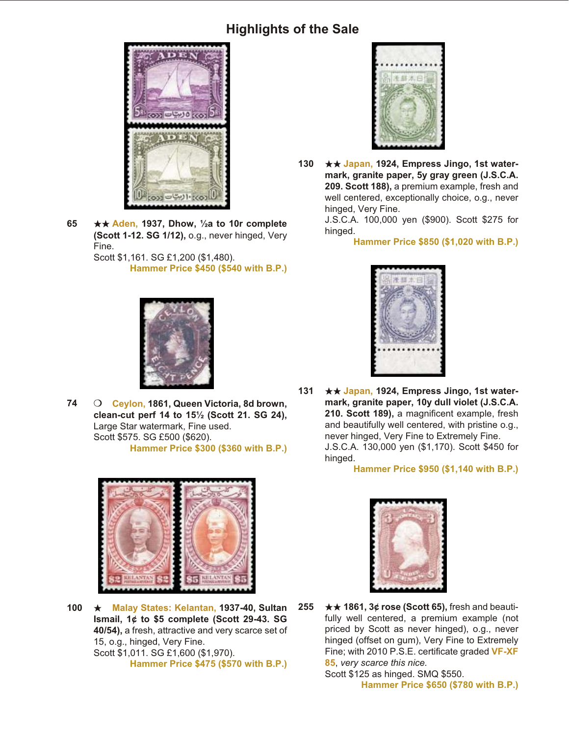# Highlights of the Sale

**65** ★★ **Aden, 1937, Dhow, ½a to 10r complete (Scott 1-12. SG 1/12),** o.g., never hinged, Very Fine.
Scott $1,161. SG £1,200 ($1,480).
**Hammer Price $450 ($540 with B.P.)**

**74** ❍ **Ceylon, 1861, Queen Victoria, 8d brown, clean-cut perf 14 to 15½ (Scott 21. SG 24),** Large Star watermark, Fine used.
Scott $575. SG £500 ($620).
**Hammer Price $300 ($360 with B.P.)**

**100** ★ **Malay States: Kelantan, 1937-40, Sultan Ismail, 1¢ to $5 complete (Scott 29-43. SG 40/54),** a fresh, attractive and very scarce set of 15, o.g., hinged, Very Fine.
Scott $1,011. SG £1,600 ($1,970).
**Hammer Price $475 ($570 with B.P.)**

**130** ★★ **Japan, 1924, Empress Jingo, 1st watermark, granite paper, 5y gray green (J.S.C.A. 209. Scott 188),** a premium example, fresh and well centered, exceptionally choice, o.g., never hinged, Very Fine.
J.S.C.A. 100,000 yen ($900). Scott $275 for hinged.
**Hammer Price $850 ($1,020 with B.P.)**

**131** ★★ **Japan, 1924, Empress Jingo, 1st watermark, granite paper, 10y dull violet (J.S.C.A. 210. Scott 189),** a magnificent example, fresh and beautifully well centered, with pristine o.g., never hinged, Very Fine to Extremely Fine.
J.S.C.A. 130,000 yen ($1,170). Scott $450 for hinged.
**Hammer Price $950 ($1,140 with B.P.)**

**255** ★★ **1861, 3¢ rose (Scott 65),** fresh and beautifully well centered, a premium example (not priced by Scott as never hinged), o.g., never hinged (offset on gum), Very Fine to Extremely Fine; with 2010 P.S.E. certificate graded **VF-XF 85**, *very scarce this nice.*
Scott $125 as hinged. SMQ $550.
**Hammer Price $650 ($780 with B.P.)**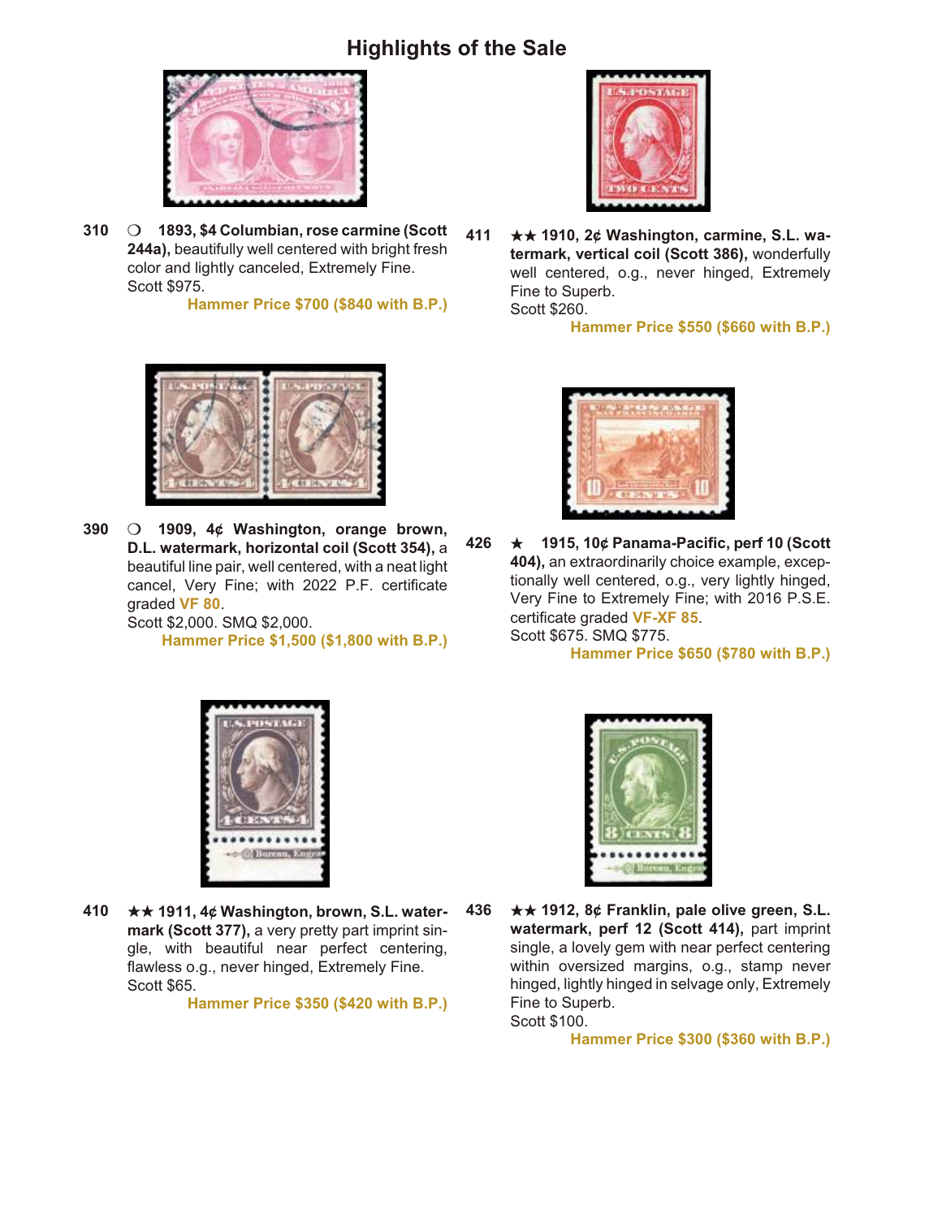# Highlights of the Sale

**310** ❍ **1893, $4 Columbian, rose carmine (Scott 244a),** beautifully well centered with bright fresh color and lightly canceled, Extremely Fine.
Scott $975.
**Hammer Price $700 ($840 with B.P.)**

**411** ★★ **1910, 2¢ Washington, carmine, S.L. watermark, vertical coil (Scott 386),** wonderfully well centered, o.g., never hinged, Extremely Fine to Superb.
Scott $260.
**Hammer Price $550 ($660 with B.P.)**

**390** ❍ **1909, 4¢ Washington, orange brown, D.L. watermark, horizontal coil (Scott 354),** a beautiful line pair, well centered, with a neat light cancel, Very Fine; with 2022 P.F. certificate graded **VF 80**.
Scott $2,000. SMQ $2,000.
**Hammer Price $1,500 ($1,800 with B.P.)**

**426** ★ **1915, 10¢ Panama-Pacific, perf 10 (Scott 404),** an extraordinarily choice example, exceptionally well centered, o.g., very lightly hinged, Very Fine to Extremely Fine; with 2016 P.S.E. certificate graded **VF-XF 85**.
Scott $675. SMQ $775.
**Hammer Price $650 ($780 with B.P.)**

**410** ★★ **1911, 4¢ Washington, brown, S.L. watermark (Scott 377),** a very pretty part imprint single, with beautiful near perfect centering, flawless o.g., never hinged, Extremely Fine.
Scott $65.
**Hammer Price $350 ($420 with B.P.)**

**436** ★★ **1912, 8¢ Franklin, pale olive green, S.L. watermark, perf 12 (Scott 414),** part imprint single, a lovely gem with near perfect centering within oversized margins, o.g., stamp never hinged, lightly hinged in selvage only, Extremely Fine to Superb.
Scott $100.
**Hammer Price $300 ($360 with B.P.)**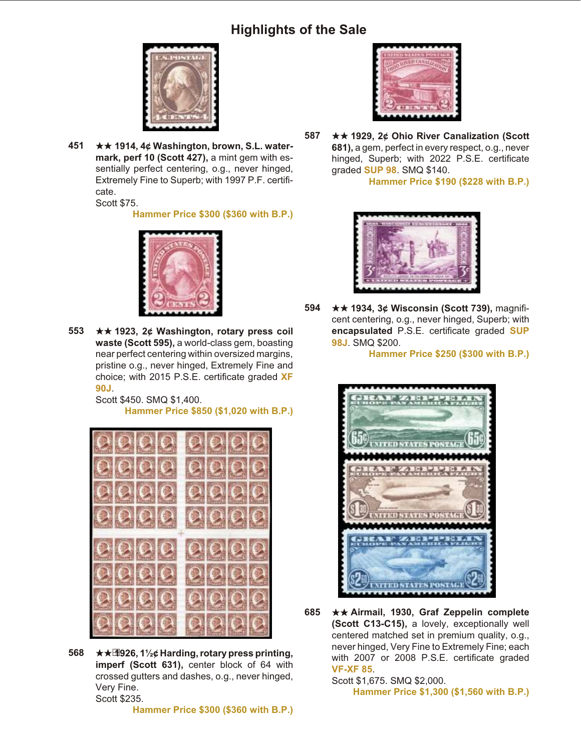# Highlights of the Sale

**451** ★★ **1914, 4¢ Washington, brown, S.L. watermark, perf 10 (Scott 427),** a mint gem with essentially perfect centering, o.g., never hinged, Extremely Fine to Superb; with 1997 P.F. certificate.
Scott $75.
**Hammer Price $300 ($360 with B.P.)**

**553** ★★ **1923, 2¢ Washington, rotary press coil waste (Scott 595),** a world-class gem, boasting near perfect centering within oversized margins, pristine o.g., never hinged, Extremely Fine and choice; with 2015 P.S.E. certificate graded **XF 90J**.
Scott $450. SMQ $1,400.
**Hammer Price $850 ($1,020 with B.P.)**

**568** ★★ **1926, 1½¢ Harding, rotary press printing, imperf (Scott 631),** center block of 64 with crossed gutters and dashes, o.g., never hinged, Very Fine.
Scott $235.
**Hammer Price $300 ($360 with B.P.)**

**587** ★★ **1929, 2¢ Ohio River Canalization (Scott 681),** a gem, perfect in every respect, o.g., never hinged, Superb; with 2022 P.S.E. certificate graded **SUP 98**. SMQ $140.
**Hammer Price $190 ($228 with B.P.)**

**594** ★★ **1934, 3¢ Wisconsin (Scott 739),** magnificent centering, o.g., never hinged, Superb; with **encapsulated** P.S.E. certificate graded **SUP 98J**. SMQ $200.
**Hammer Price $250 ($300 with B.P.)**

**685** ★★ **Airmail, 1930, Graf Zeppelin complete (Scott C13-C15),** a lovely, exceptionally well centered matched set in premium quality, o.g., never hinged, Very Fine to Extremely Fine; each with 2007 or 2008 P.S.E. certificate graded **VF-XF 85**.
Scott $1,675. SMQ $2,000.
**Hammer Price $1,300 ($1,560 with B.P.)**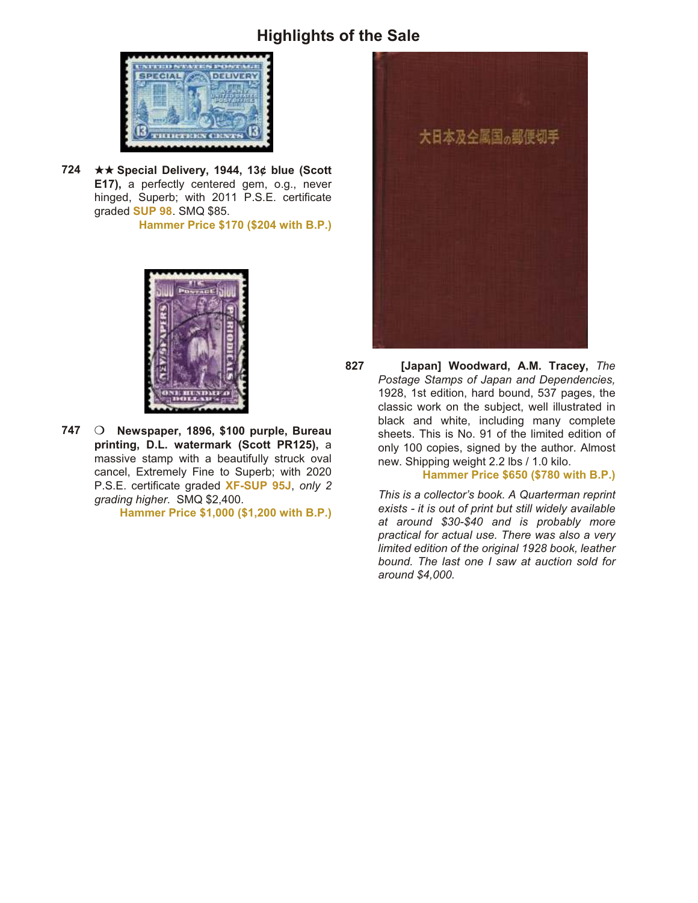# Highlights of the Sale

**724** ★★ **Special Delivery, 1944, 13¢ blue (Scott E17),** a perfectly centered gem, o.g., never hinged, Superb; with 2011 P.S.E. certificate graded **SUP 98**. SMQ $85.

**Hammer Price $170 ($204 with B.P.)**

**747** ❍ **Newspaper, 1896, $100 purple, Bureau printing, D.L. watermark (Scott PR125),** a massive stamp with a beautifully struck oval cancel, Extremely Fine to Superb; with 2020 P.S.E. certificate graded **XF-SUP 95J**, *only 2 grading higher.* SMQ $2,400.

**Hammer Price $1,000 ($1,200 with B.P.)**

**827** **[Japan] Woodward, A.M. Tracey,** *The Postage Stamps of Japan and Dependencies,* 1928, 1st edition, hard bound, 537 pages, the classic work on the subject, well illustrated in black and white, including many complete sheets. This is No. 91 of the limited edition of only 100 copies, signed by the author. Almost new. Shipping weight 2.2 lbs / 1.0 kilo.

**Hammer Price $650 ($780 with B.P.)**

*This is a collector's book. A Quarterman reprint exists - it is out of print but still widely available at around $30-$40 and is probably more practical for actual use. There was also a very limited edition of the original 1928 book, leather bound. The last one I saw at auction sold for around $4,000.*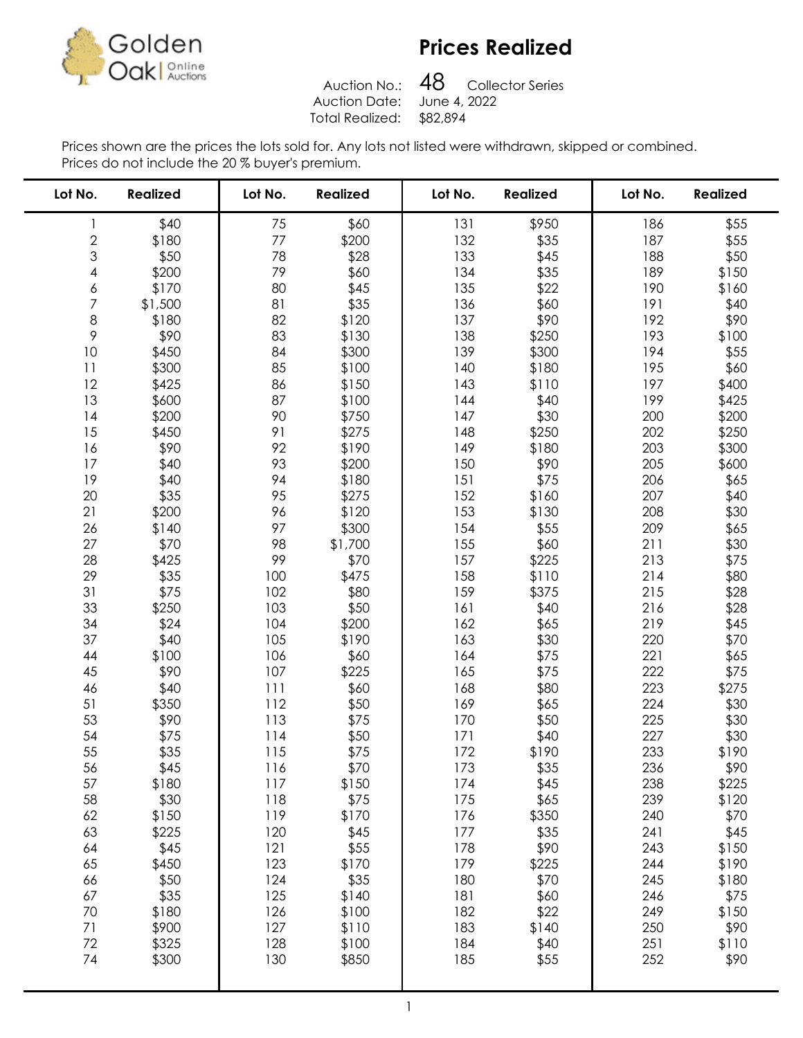Golden Oak | Online Auctions

# Prices Realized

Auction No.: 48 Collector Series
Auction Date: June 4, 2022
Total Realized: $82,894

Prices shown are the prices the lots sold for. Any lots not listed were withdrawn, skipped or combined.
Prices do not include the 20 % buyer's premium.

| Lot No. | Realized | Lot No. | Realized | Lot No. | Realized | Lot No. | Realized |
|---|---|---|---|---|---|---|---|
| 1 | $40 | 75 | $60 | 131 | $950 | 186 | $55 |
| 2 | $180 | 77 | $200 | 132 | $35 | 187 | $55 |
| 3 | $50 | 78 | $28 | 133 | $45 | 188 | $50 |
| 4 | $200 | 79 | $60 | 134 | $35 | 189 | $150 |
| 6 | $170 | 80 | $45 | 135 | $22 | 190 | $160 |
| 7 | $1,500 | 81 | $35 | 136 | $60 | 191 | $40 |
| 8 | $180 | 82 | $120 | 137 | $90 | 192 | $90 |
| 9 | $90 | 83 | $130 | 138 | $250 | 193 | $100 |
| 10 | $450 | 84 | $300 | 139 | $300 | 194 | $55 |
| 11 | $300 | 85 | $100 | 140 | $180 | 195 | $60 |
| 12 | $425 | 86 | $150 | 143 | $110 | 197 | $400 |
| 13 | $600 | 87 | $100 | 144 | $40 | 199 | $425 |
| 14 | $200 | 90 | $750 | 147 | $30 | 200 | $200 |
| 15 | $450 | 91 | $275 | 148 | $250 | 202 | $250 |
| 16 | $90 | 92 | $190 | 149 | $180 | 203 | $300 |
| 17 | $40 | 93 | $200 | 150 | $90 | 205 | $600 |
| 19 | $40 | 94 | $180 | 151 | $75 | 206 | $65 |
| 20 | $35 | 95 | $275 | 152 | $160 | 207 | $40 |
| 21 | $200 | 96 | $120 | 153 | $130 | 208 | $30 |
| 26 | $140 | 97 | $300 | 154 | $55 | 209 | $65 |
| 27 | $70 | 98 | $1,700 | 155 | $60 | 211 | $30 |
| 28 | $425 | 99 | $70 | 157 | $225 | 213 | $75 |
| 29 | $35 | 100 | $475 | 158 | $110 | 214 | $80 |
| 31 | $75 | 102 | $80 | 159 | $375 | 215 | $28 |
| 33 | $250 | 103 | $50 | 161 | $40 | 216 | $28 |
| 34 | $24 | 104 | $200 | 162 | $65 | 219 | $45 |
| 37 | $40 | 105 | $190 | 163 | $30 | 220 | $70 |
| 44 | $100 | 106 | $60 | 164 | $75 | 221 | $65 |
| 45 | $90 | 107 | $225 | 165 | $75 | 222 | $75 |
| 46 | $40 | 111 | $60 | 168 | $80 | 223 | $275 |
| 51 | $350 | 112 | $50 | 169 | $65 | 224 | $30 |
| 53 | $90 | 113 | $75 | 170 | $50 | 225 | $30 |
| 54 | $75 | 114 | $50 | 171 | $40 | 227 | $30 |
| 55 | $35 | 115 | $75 | 172 | $190 | 233 | $190 |
| 56 | $45 | 116 | $70 | 173 | $35 | 236 | $90 |
| 57 | $180 | 117 | $150 | 174 | $45 | 238 | $225 |
| 58 | $30 | 118 | $75 | 175 | $65 | 239 | $120 |
| 62 | $150 | 119 | $170 | 176 | $350 | 240 | $70 |
| 63 | $225 | 120 | $45 | 177 | $35 | 241 | $45 |
| 64 | $45 | 121 | $55 | 178 | $90 | 243 | $150 |
| 65 | $450 | 123 | $170 | 179 | $225 | 244 | $190 |
| 66 | $50 | 124 | $35 | 180 | $70 | 245 | $180 |
| 67 | $35 | 125 | $140 | 181 | $60 | 246 | $75 |
| 70 | $180 | 126 | $100 | 182 | $22 | 249 | $150 |
| 71 | $900 | 127 | $110 | 183 | $140 | 250 | $90 |
| 72 | $325 | 128 | $100 | 184 | $40 | 251 | $110 |
| 74 | $300 | 130 | $850 | 185 | $55 | 252 | $90 |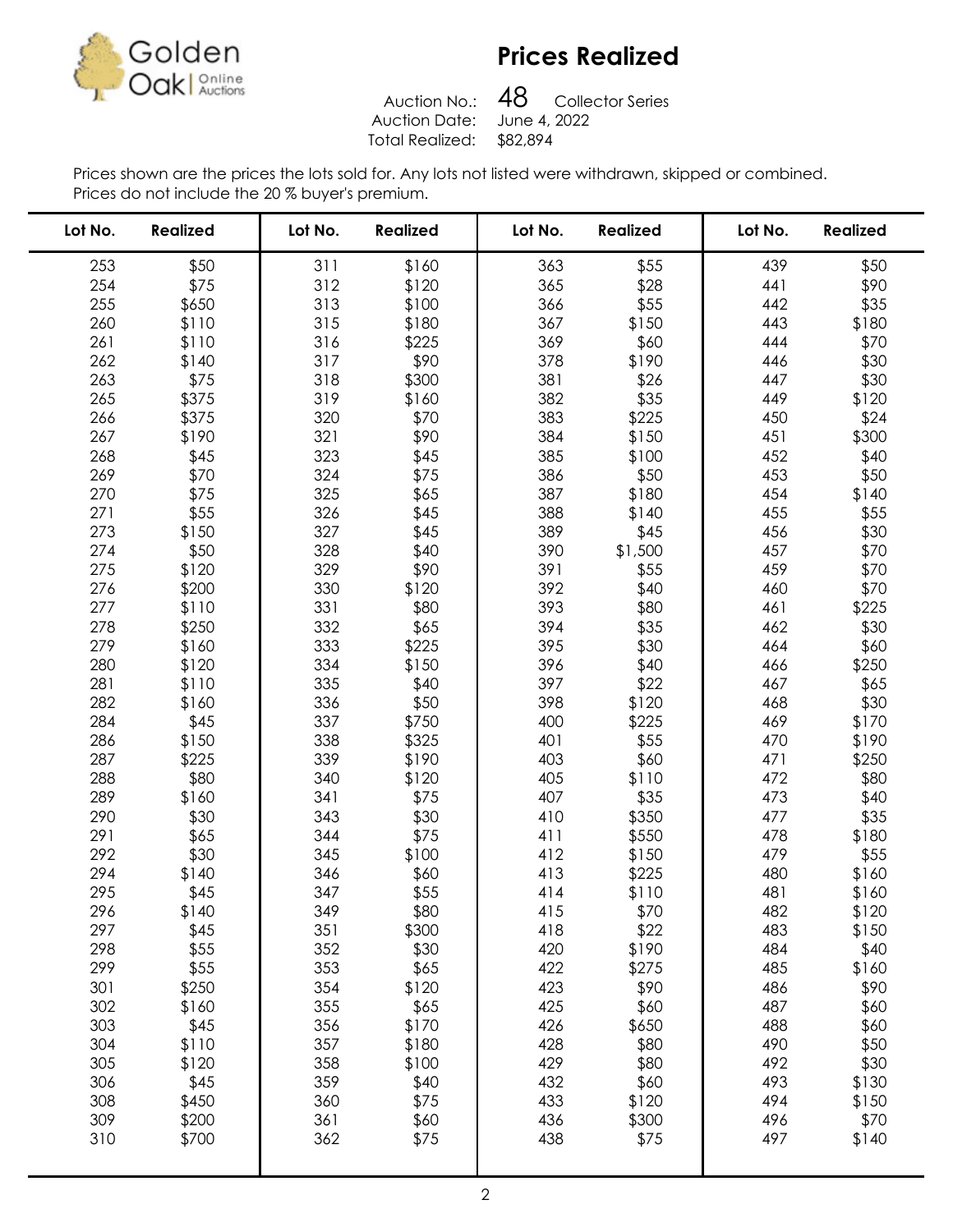Golden Oak Online Auctions

# Prices Realized

Auction No.: 48 Collector Series
Auction Date: June 4, 2022
Total Realized: $82,894

Prices shown are the prices the lots sold for. Any lots not listed were withdrawn, skipped or combined.
Prices do not include the 20 % buyer's premium.

| Lot No. | Realized | Lot No. | Realized | Lot No. | Realized | Lot No. | Realized |
|---|---|---|---|---|---|---|---|
| 253 | $50 | 311 | $160 | 363 | $55 | 439 | $50 |
| 254 | $75 | 312 | $120 | 365 | $28 | 441 | $90 |
| 255 | $650 | 313 | $100 | 366 | $55 | 442 | $35 |
| 260 | $110 | 315 | $180 | 367 | $150 | 443 | $180 |
| 261 | $110 | 316 | $225 | 369 | $60 | 444 | $70 |
| 262 | $140 | 317 | $90 | 378 | $190 | 446 | $30 |
| 263 | $75 | 318 | $300 | 381 | $26 | 447 | $30 |
| 265 | $375 | 319 | $160 | 382 | $35 | 449 | $120 |
| 266 | $375 | 320 | $70 | 383 | $225 | 450 | $24 |
| 267 | $190 | 321 | $90 | 384 | $150 | 451 | $300 |
| 268 | $45 | 323 | $45 | 385 | $100 | 452 | $40 |
| 269 | $70 | 324 | $75 | 386 | $50 | 453 | $50 |
| 270 | $75 | 325 | $65 | 387 | $180 | 454 | $140 |
| 271 | $55 | 326 | $45 | 388 | $140 | 455 | $55 |
| 273 | $150 | 327 | $45 | 389 | $45 | 456 | $30 |
| 274 | $50 | 328 | $40 | 390 | $1,500 | 457 | $70 |
| 275 | $120 | 329 | $90 | 391 | $55 | 459 | $70 |
| 276 | $200 | 330 | $120 | 392 | $40 | 460 | $70 |
| 277 | $110 | 331 | $80 | 393 | $80 | 461 | $225 |
| 278 | $250 | 332 | $65 | 394 | $35 | 462 | $30 |
| 279 | $160 | 333 | $225 | 395 | $30 | 464 | $60 |
| 280 | $120 | 334 | $150 | 396 | $40 | 466 | $250 |
| 281 | $110 | 335 | $40 | 397 | $22 | 467 | $65 |
| 282 | $160 | 336 | $50 | 398 | $120 | 468 | $30 |
| 284 | $45 | 337 | $750 | 400 | $225 | 469 | $170 |
| 286 | $150 | 338 | $325 | 401 | $55 | 470 | $190 |
| 287 | $225 | 339 | $190 | 403 | $60 | 471 | $250 |
| 288 | $80 | 340 | $120 | 405 | $110 | 472 | $80 |
| 289 | $160 | 341 | $75 | 407 | $35 | 473 | $40 |
| 290 | $30 | 343 | $30 | 410 | $350 | 477 | $35 |
| 291 | $65 | 344 | $75 | 411 | $550 | 478 | $180 |
| 292 | $30 | 345 | $100 | 412 | $150 | 479 | $55 |
| 294 | $140 | 346 | $60 | 413 | $225 | 480 | $160 |
| 295 | $45 | 347 | $55 | 414 | $110 | 481 | $160 |
| 296 | $140 | 349 | $80 | 415 | $70 | 482 | $120 |
| 297 | $45 | 351 | $300 | 418 | $22 | 483 | $150 |
| 298 | $55 | 352 | $30 | 420 | $190 | 484 | $40 |
| 299 | $55 | 353 | $65 | 422 | $275 | 485 | $160 |
| 301 | $250 | 354 | $120 | 423 | $90 | 486 | $90 |
| 302 | $160 | 355 | $65 | 425 | $60 | 487 | $60 |
| 303 | $45 | 356 | $170 | 426 | $650 | 488 | $60 |
| 304 | $110 | 357 | $180 | 428 | $80 | 490 | $50 |
| 305 | $120 | 358 | $100 | 429 | $80 | 492 | $30 |
| 306 | $45 | 359 | $40 | 432 | $60 | 493 | $130 |
| 308 | $450 | 360 | $75 | 433 | $120 | 494 | $150 |
| 309 | $200 | 361 | $60 | 436 | $300 | 496 | $70 |
| 310 | $700 | 362 | $75 | 438 | $75 | 497 | $140 |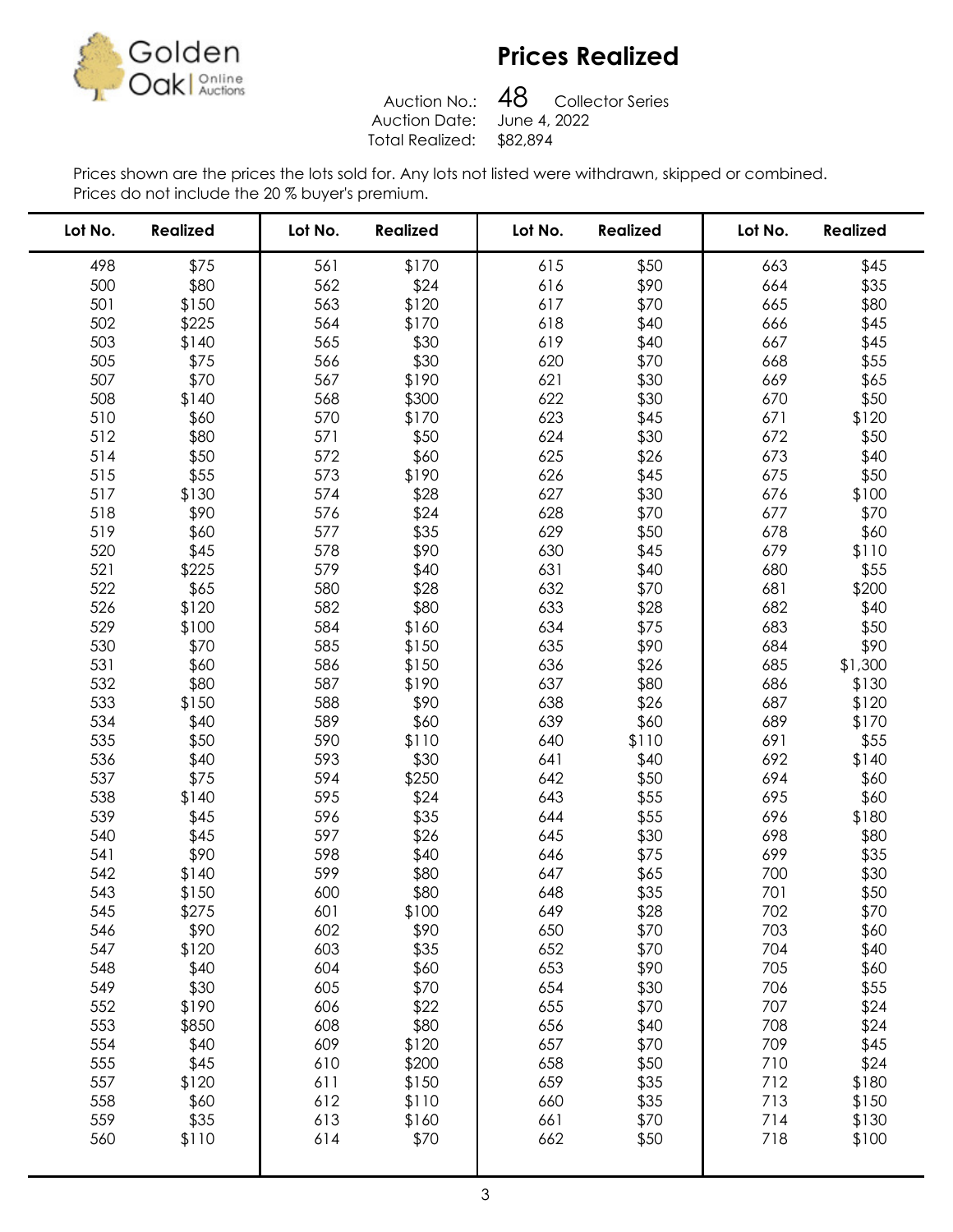Golden Oak Online Auctions

# Prices Realized

Auction No.: 48 Collector Series
Auction Date: June 4, 2022
Total Realized: $82,894

Prices shown are the prices the lots sold for. Any lots not listed were withdrawn, skipped or combined.
Prices do not include the 20 % buyer's premium.

| Lot No. | Realized | Lot No. | Realized | Lot No. | Realized | Lot No. | Realized |
|---|---|---|---|---|---|---|---|
| 498 | $75 | 561 | $170 | 615 | $50 | 663 | $45 |
| 500 | $80 | 562 | $24 | 616 | $90 | 664 | $35 |
| 501 | $150 | 563 | $120 | 617 | $70 | 665 | $80 |
| 502 | $225 | 564 | $170 | 618 | $40 | 666 | $45 |
| 503 | $140 | 565 | $30 | 619 | $40 | 667 | $45 |
| 505 | $75 | 566 | $30 | 620 | $70 | 668 | $55 |
| 507 | $70 | 567 | $190 | 621 | $30 | 669 | $65 |
| 508 | $140 | 568 | $300 | 622 | $30 | 670 | $50 |
| 510 | $60 | 570 | $170 | 623 | $45 | 671 | $120 |
| 512 | $80 | 571 | $50 | 624 | $30 | 672 | $50 |
| 514 | $50 | 572 | $60 | 625 | $26 | 673 | $40 |
| 515 | $55 | 573 | $190 | 626 | $45 | 675 | $50 |
| 517 | $130 | 574 | $28 | 627 | $30 | 676 | $100 |
| 518 | $90 | 576 | $24 | 628 | $70 | 677 | $70 |
| 519 | $60 | 577 | $35 | 629 | $50 | 678 | $60 |
| 520 | $45 | 578 | $90 | 630 | $45 | 679 | $110 |
| 521 | $225 | 579 | $40 | 631 | $40 | 680 | $55 |
| 522 | $65 | 580 | $28 | 632 | $70 | 681 | $200 |
| 526 | $120 | 582 | $80 | 633 | $28 | 682 | $40 |
| 529 | $100 | 584 | $160 | 634 | $75 | 683 | $50 |
| 530 | $70 | 585 | $150 | 635 | $90 | 684 | $90 |
| 531 | $60 | 586 | $150 | 636 | $26 | 685 | $1,300 |
| 532 | $80 | 587 | $190 | 637 | $80 | 686 | $130 |
| 533 | $150 | 588 | $90 | 638 | $26 | 687 | $120 |
| 534 | $40 | 589 | $60 | 639 | $60 | 689 | $170 |
| 535 | $50 | 590 | $110 | 640 | $110 | 691 | $55 |
| 536 | $40 | 593 | $30 | 641 | $40 | 692 | $140 |
| 537 | $75 | 594 | $250 | 642 | $50 | 694 | $60 |
| 538 | $140 | 595 | $24 | 643 | $55 | 695 | $60 |
| 539 | $45 | 596 | $35 | 644 | $55 | 696 | $180 |
| 540 | $45 | 597 | $26 | 645 | $30 | 698 | $80 |
| 541 | $90 | 598 | $40 | 646 | $75 | 699 | $35 |
| 542 | $140 | 599 | $80 | 647 | $65 | 700 | $30 |
| 543 | $150 | 600 | $80 | 648 | $35 | 701 | $50 |
| 545 | $275 | 601 | $100 | 649 | $28 | 702 | $70 |
| 546 | $90 | 602 | $90 | 650 | $70 | 703 | $60 |
| 547 | $120 | 603 | $35 | 652 | $70 | 704 | $40 |
| 548 | $40 | 604 | $60 | 653 | $90 | 705 | $60 |
| 549 | $30 | 605 | $70 | 654 | $30 | 706 | $55 |
| 552 | $190 | 606 | $22 | 655 | $70 | 707 | $24 |
| 553 | $850 | 608 | $80 | 656 | $40 | 708 | $24 |
| 554 | $40 | 609 | $120 | 657 | $70 | 709 | $45 |
| 555 | $45 | 610 | $200 | 658 | $50 | 710 | $24 |
| 557 | $120 | 611 | $150 | 659 | $35 | 712 | $180 |
| 558 | $60 | 612 | $110 | 660 | $35 | 713 | $150 |
| 559 | $35 | 613 | $160 | 661 | $70 | 714 | $130 |
| 560 | $110 | 614 | $70 | 662 | $50 | 718 | $100 |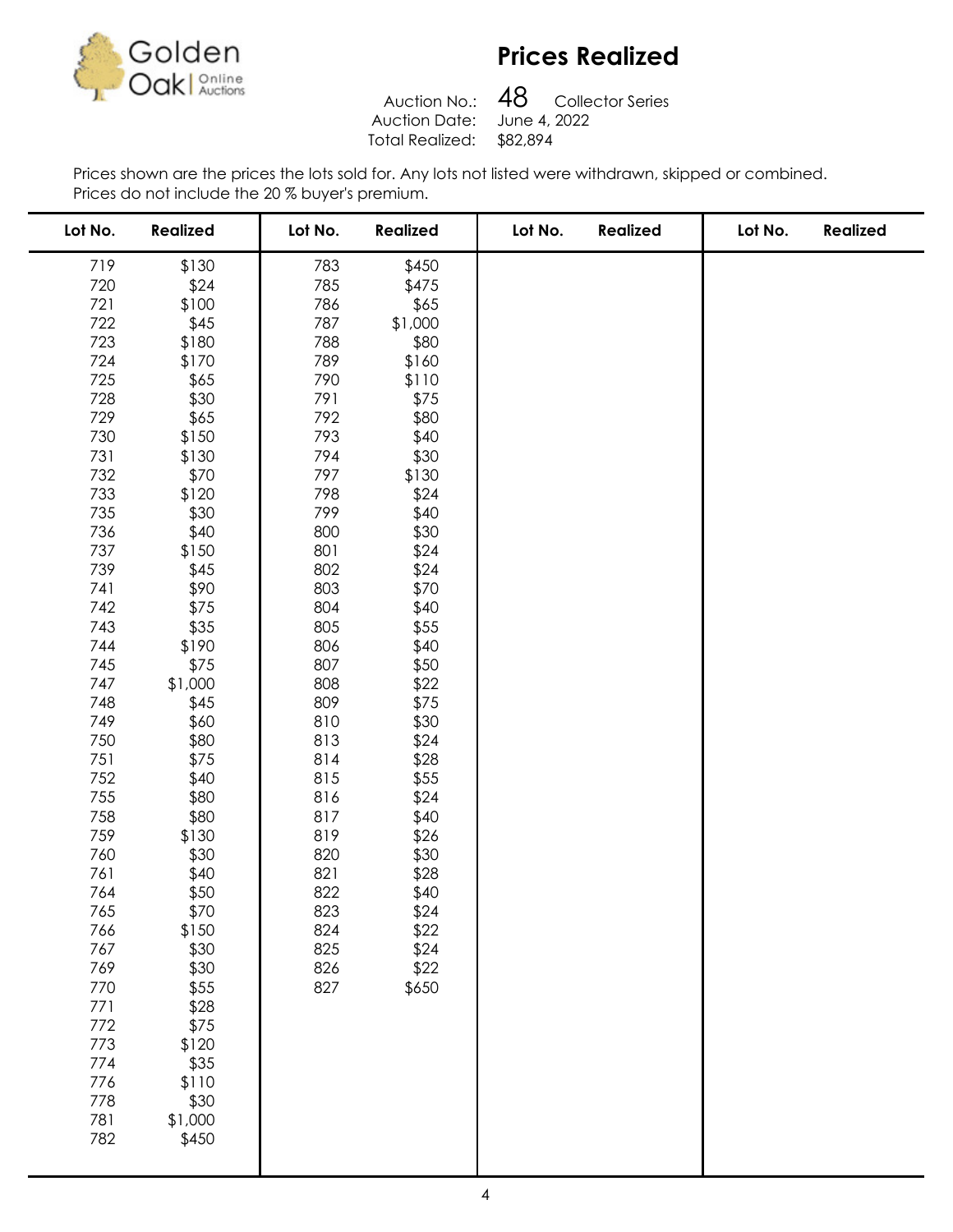Golden Oak Online Auctions

# Prices Realized

Auction No.: 48 Collector Series
Auction Date: June 4, 2022
Total Realized: $82,894

Prices shown are the prices the lots sold for. Any lots not listed were withdrawn, skipped or combined.
Prices do not include the 20 % buyer's premium.

| Lot No. | Realized | Lot No. | Realized | Lot No. | Realized | Lot No. | Realized |
|---|---|---|---|---|---|---|---|
| 719 | $130 | 783 | $450 | | | | |
| 720 | $24 | 785 | $475 | | | | |
| 721 | $100 | 786 | $65 | | | | |
| 722 | $45 | 787 | $1,000 | | | | |
| 723 | $180 | 788 | $80 | | | | |
| 724 | $170 | 789 | $160 | | | | |
| 725 | $65 | 790 | $110 | | | | |
| 728 | $30 | 791 | $75 | | | | |
| 729 | $65 | 792 | $80 | | | | |
| 730 | $150 | 793 | $40 | | | | |
| 731 | $130 | 794 | $30 | | | | |
| 732 | $70 | 797 | $130 | | | | |
| 733 | $120 | 798 | $24 | | | | |
| 735 | $30 | 799 | $40 | | | | |
| 736 | $40 | 800 | $30 | | | | |
| 737 | $150 | 801 | $24 | | | | |
| 739 | $45 | 802 | $24 | | | | |
| 741 | $90 | 803 | $70 | | | | |
| 742 | $75 | 804 | $40 | | | | |
| 743 | $35 | 805 | $55 | | | | |
| 744 | $190 | 806 | $40 | | | | |
| 745 | $75 | 807 | $50 | | | | |
| 747 | $1,000 | 808 | $22 | | | | |
| 748 | $45 | 809 | $75 | | | | |
| 749 | $60 | 810 | $30 | | | | |
| 750 | $80 | 813 | $24 | | | | |
| 751 | $75 | 814 | $28 | | | | |
| 752 | $40 | 815 | $55 | | | | |
| 755 | $80 | 816 | $24 | | | | |
| 758 | $80 | 817 | $40 | | | | |
| 759 | $130 | 819 | $26 | | | | |
| 760 | $30 | 820 | $30 | | | | |
| 761 | $40 | 821 | $28 | | | | |
| 764 | $50 | 822 | $40 | | | | |
| 765 | $70 | 823 | $24 | | | | |
| 766 | $150 | 824 | $22 | | | | |
| 767 | $30 | 825 | $24 | | | | |
| 769 | $30 | 826 | $22 | | | | |
| 770 | $55 | 827 | $650 | | | | |
| 771 | $28 | | | | | | |
| 772 | $75 | | | | | | |
| 773 | $120 | | | | | | |
| 774 | $35 | | | | | | |
| 776 | $110 | | | | | | |
| 778 | $30 | | | | | | |
| 781 | $1,000 | | | | | | |
| 782 | $450 | | | | | | |